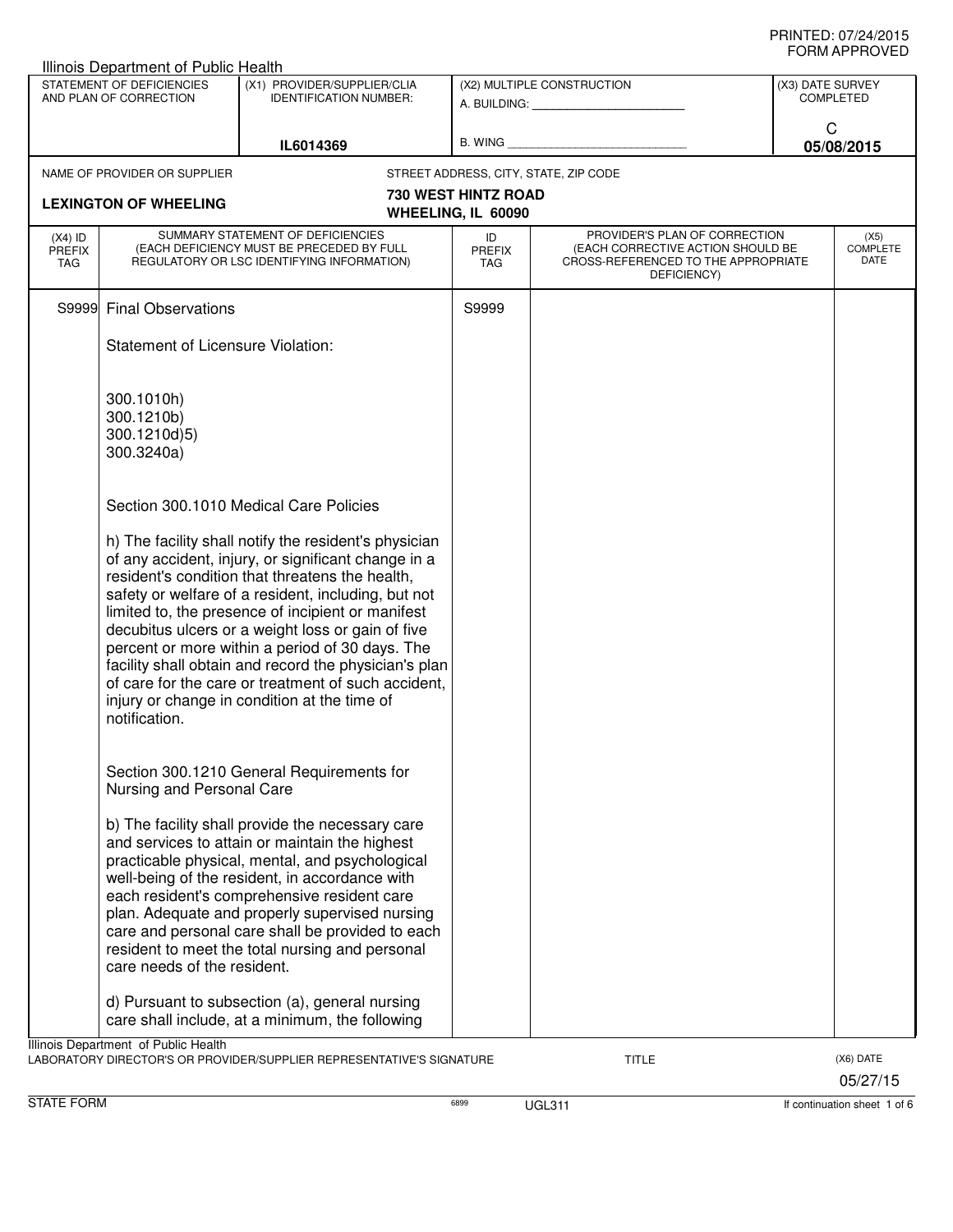PRINTED: 07/24/2015
FORM APPROVED

Illinois Department of Public Health

| STATEMENT OF DEFICIENCIES AND PLAN OF CORRECTION | (X1) PROVIDER/SUPPLIER/CLIA IDENTIFICATION NUMBER: | (X2) MULTIPLE CONSTRUCTION | (X3) DATE SURVEY COMPLETED |
|---|---|---|---|
| | IL6014369 | A. BUILDING: ______ B. WING ______ | C 05/08/2015 |

NAME OF PROVIDER OR SUPPLIER: **LEXINGTON OF WHEELING**

STREET ADDRESS, CITY, STATE, ZIP CODE: **730 WEST HINTZ ROAD, WHEELING, IL 60090**

| (X4) ID PREFIX TAG | SUMMARY STATEMENT OF DEFICIENCIES (EACH DEFICIENCY MUST BE PRECEDED BY FULL REGULATORY OR LSC IDENTIFYING INFORMATION) | ID PREFIX TAG | PROVIDER'S PLAN OF CORRECTION (EACH CORRECTIVE ACTION SHOULD BE CROSS-REFERENCED TO THE APPROPRIATE DEFICIENCY) | (X5) COMPLETE DATE |
|---|---|---|---|---|
| S9999 | Final Observations | S9999 | | |

Statement of Licensure Violation:

300.1010h)
300.1210b)
300.1210d)5)
300.3240a)

Section 300.1010 Medical Care Policies

h) The facility shall notify the resident's physician of any accident, injury, or significant change in a resident's condition that threatens the health, safety or welfare of a resident, including, but not limited to, the presence of incipient or manifest decubitus ulcers or a weight loss or gain of five percent or more within a period of 30 days. The facility shall obtain and record the physician's plan of care for the care or treatment of such accident, injury or change in condition at the time of notification.

Section 300.1210 General Requirements for Nursing and Personal Care

b) The facility shall provide the necessary care and services to attain or maintain the highest practicable physical, mental, and psychological well-being of the resident, in accordance with each resident's comprehensive resident care plan. Adequate and properly supervised nursing care and personal care shall be provided to each resident to meet the total nursing and personal care needs of the resident.

d) Pursuant to subsection (a), general nursing care shall include, at a minimum, the following

Illinois Department of Public Health
LABORATORY DIRECTOR'S OR PROVIDER/SUPPLIER REPRESENTATIVE'S SIGNATURE | TITLE | (X6) DATE 05/27/15

STATE FORM | 6899 | UGL311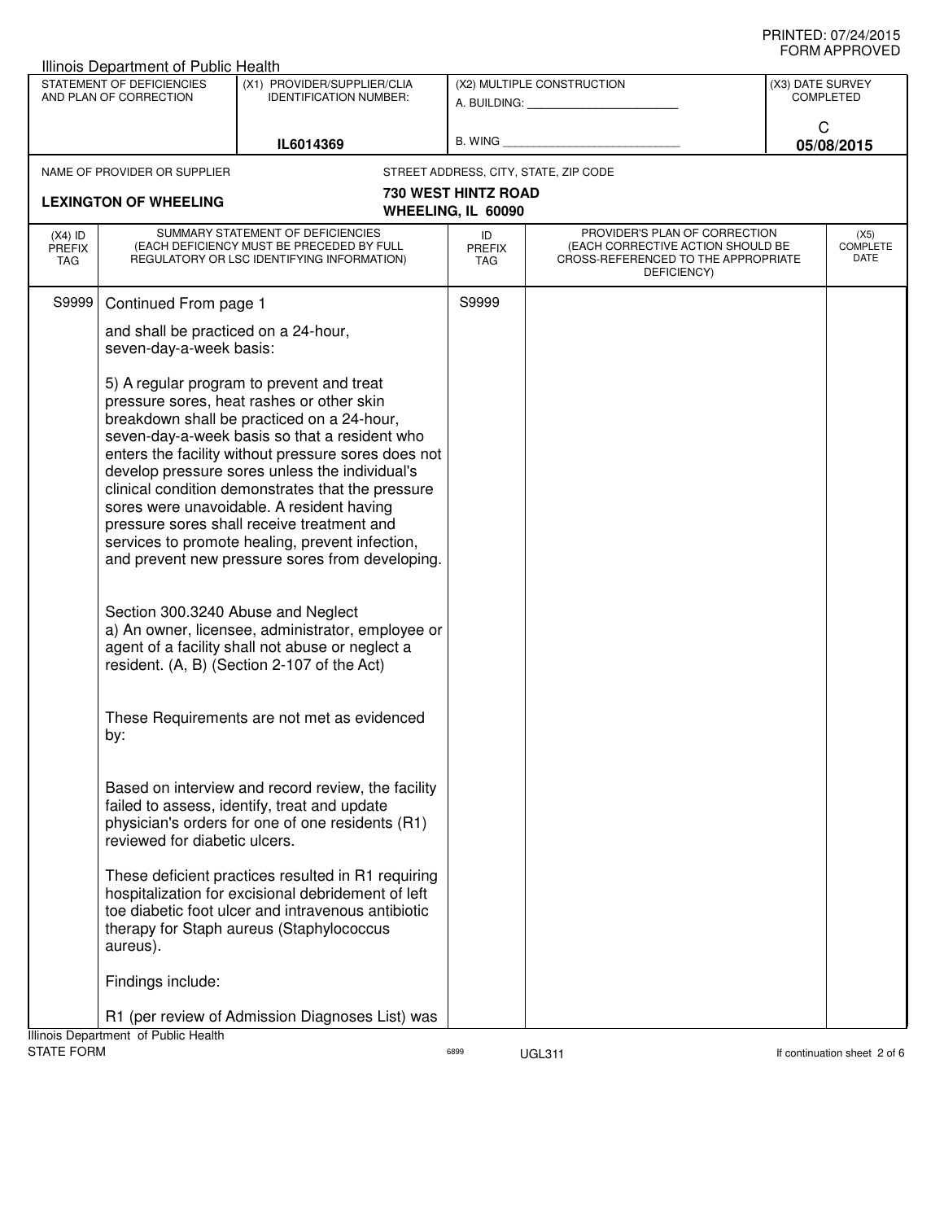Illinois Department of Public Health

| STATEMENT OF DEFICIENCIES AND PLAN OF CORRECTION | (X1) PROVIDER/SUPPLIER/CLIA IDENTIFICATION NUMBER: | (X2) MULTIPLE CONSTRUCTION | (X3) DATE SURVEY COMPLETED |
|---|---|---|---|
| | IL6014369 | A. BUILDING: ______ B. WING ______ | C 05/08/2015 |

NAME OF PROVIDER OR SUPPLIER: **LEXINGTON OF WHEELING**

STREET ADDRESS, CITY, STATE, ZIP CODE: **730 WEST HINTZ ROAD WHEELING, IL 60090**

| (X4) ID PREFIX TAG | SUMMARY STATEMENT OF DEFICIENCIES (EACH DEFICIENCY MUST BE PRECEDED BY FULL REGULATORY OR LSC IDENTIFYING INFORMATION) | ID PREFIX TAG | PROVIDER'S PLAN OF CORRECTION (EACH CORRECTIVE ACTION SHOULD BE CROSS-REFERENCED TO THE APPROPRIATE DEFICIENCY) | (X5) COMPLETE DATE |
|---|---|---|---|---|
| S9999 | Continued From page 1 | S9999 | | |

and shall be practiced on a 24-hour, seven-day-a-week basis:

5) A regular program to prevent and treat pressure sores, heat rashes or other skin breakdown shall be practiced on a 24-hour, seven-day-a-week basis so that a resident who enters the facility without pressure sores does not develop pressure sores unless the individual's clinical condition demonstrates that the pressure sores were unavoidable. A resident having pressure sores shall receive treatment and services to promote healing, prevent infection, and prevent new pressure sores from developing.

Section 300.3240 Abuse and Neglect
a) An owner, licensee, administrator, employee or agent of a facility shall not abuse or neglect a resident. (A, B) (Section 2-107 of the Act)

These Requirements are not met as evidenced by:

Based on interview and record review, the facility failed to assess, identify, treat and update physician's orders for one of one residents (R1) reviewed for diabetic ulcers.

These deficient practices resulted in R1 requiring hospitalization for excisional debridement of left toe diabetic foot ulcer and intravenous antibiotic therapy for Staph aureus (Staphylococcus aureus).

Findings include:

R1 (per review of Admission Diagnoses List) was

Illinois Department of Public Health
STATE FORM 6899 UGL311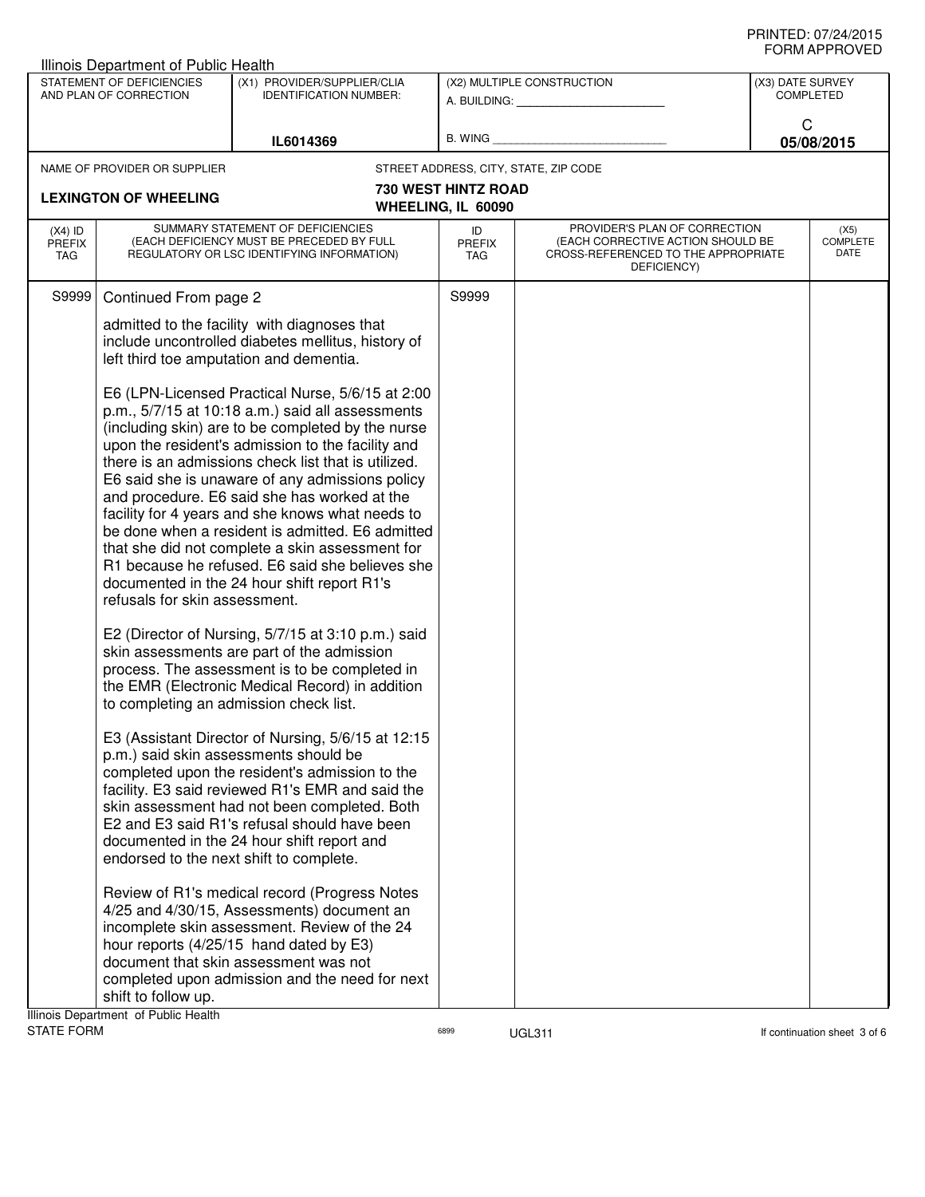Illinois Department of Public Health

| STATEMENT OF DEFICIENCIES AND PLAN OF CORRECTION | (X1) PROVIDER/SUPPLIER/CLIA IDENTIFICATION NUMBER: | (X2) MULTIPLE CONSTRUCTION | (X3) DATE SURVEY COMPLETED |
|---|---|---|---|
| | IL6014369 | A. BUILDING: ___ B. WING ___ | C 05/08/2015 |

NAME OF PROVIDER OR SUPPLIER: **LEXINGTON OF WHEELING**

STREET ADDRESS, CITY, STATE, ZIP CODE: **730 WEST HINTZ ROAD WHEELING, IL 60090**

| (X4) ID PREFIX TAG | SUMMARY STATEMENT OF DEFICIENCIES (EACH DEFICIENCY MUST BE PRECEDED BY FULL REGULATORY OR LSC IDENTIFYING INFORMATION) | ID PREFIX TAG | PROVIDER'S PLAN OF CORRECTION (EACH CORRECTIVE ACTION SHOULD BE CROSS-REFERENCED TO THE APPROPRIATE DEFICIENCY) | (X5) COMPLETE DATE |
|---|---|---|---|---|
| S9999 | Continued From page 2 | S9999 | | |

admitted to the facility with diagnoses that include uncontrolled diabetes mellitus, history of left third toe amputation and dementia.

E6 (LPN-Licensed Practical Nurse, 5/6/15 at 2:00 p.m., 5/7/15 at 10:18 a.m.) said all assessments (including skin) are to be completed by the nurse upon the resident's admission to the facility and there is an admissions check list that is utilized. E6 said she is unaware of any admissions policy and procedure. E6 said she has worked at the facility for 4 years and she knows what needs to be done when a resident is admitted. E6 admitted that she did not complete a skin assessment for R1 because he refused. E6 said she believes she documented in the 24 hour shift report R1's refusals for skin assessment.

E2 (Director of Nursing, 5/7/15 at 3:10 p.m.) said skin assessments are part of the admission process. The assessment is to be completed in the EMR (Electronic Medical Record) in addition to completing an admission check list.

E3 (Assistant Director of Nursing, 5/6/15 at 12:15 p.m.) said skin assessments should be completed upon the resident's admission to the facility. E3 said reviewed R1's EMR and said the skin assessment had not been completed. Both E2 and E3 said R1's refusal should have been documented in the 24 hour shift report and endorsed to the next shift to complete.

Review of R1's medical record (Progress Notes 4/25 and 4/30/15, Assessments) document an incomplete skin assessment. Review of the 24 hour reports (4/25/15 hand dated by E3) document that skin assessment was not completed upon admission and the need for next shift to follow up.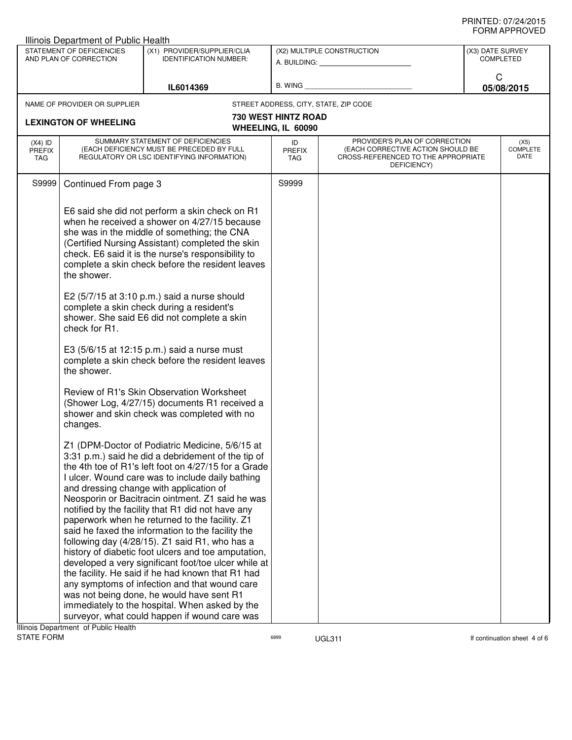PRINTED: 07/24/2015
FORM APPROVED

Illinois Department of Public Health

| STATEMENT OF DEFICIENCIES AND PLAN OF CORRECTION | (X1) PROVIDER/SUPPLIER/CLIA IDENTIFICATION NUMBER: | (X2) MULTIPLE CONSTRUCTION | (X3) DATE SURVEY COMPLETED |
|---|---|---|---|
| | IL6014369 | A. BUILDING: ______ B. WING ______ | C 05/08/2015 |

NAME OF PROVIDER OR SUPPLIER: **LEXINGTON OF WHEELING**

STREET ADDRESS, CITY, STATE, ZIP CODE: **730 WEST HINTZ ROAD, WHEELING, IL 60090**

| (X4) ID PREFIX TAG | SUMMARY STATEMENT OF DEFICIENCIES (EACH DEFICIENCY MUST BE PRECEDED BY FULL REGULATORY OR LSC IDENTIFYING INFORMATION) | ID PREFIX TAG | PROVIDER'S PLAN OF CORRECTION (EACH CORRECTIVE ACTION SHOULD BE CROSS-REFERENCED TO THE APPROPRIATE DEFICIENCY) | (X5) COMPLETE DATE |
|---|---|---|---|---|
| S9999 | Continued From page 3 | S9999 | | |

E6 said she did not perform a skin check on R1 when he received a shower on 4/27/15 because she was in the middle of something; the CNA (Certified Nursing Assistant) completed the skin check. E6 said it is the nurse's responsibility to complete a skin check before the resident leaves the shower.

E2 (5/7/15 at 3:10 p.m.) said a nurse should complete a skin check during a resident's shower. She said E6 did not complete a skin check for R1.

E3 (5/6/15 at 12:15 p.m.) said a nurse must complete a skin check before the resident leaves the shower.

Review of R1's Skin Observation Worksheet (Shower Log, 4/27/15) documents R1 received a shower and skin check was completed with no changes.

Z1 (DPM-Doctor of Podiatric Medicine, 5/6/15 at 3:31 p.m.) said he did a debridement of the tip of the 4th toe of R1's left foot on 4/27/15 for a Grade I ulcer. Wound care was to include daily bathing and dressing change with application of Neosporin or Bacitracin ointment. Z1 said he was notified by the facility that R1 did not have any paperwork when he returned to the facility. Z1 said he faxed the information to the facility the following day (4/28/15). Z1 said R1, who has a history of diabetic foot ulcers and toe amputation, developed a very significant foot/toe ulcer while at the facility. He said if he had known that R1 had any symptoms of infection and that wound care was not being done, he would have sent R1 immediately to the hospital. When asked by the surveyor, what could happen if wound care was

Illinois Department of Public Health
STATE FORM 6899 UGL311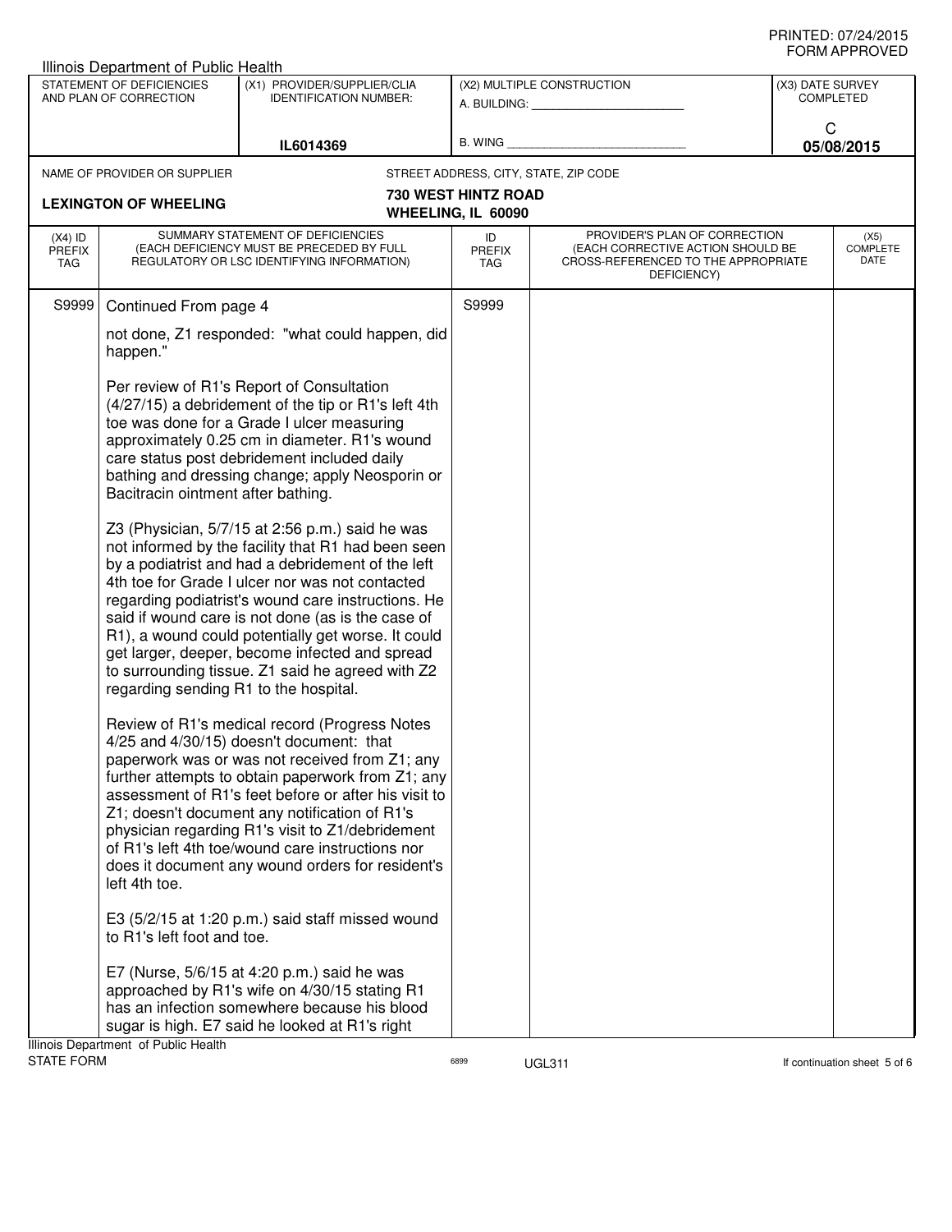Illinois Department of Public Health

| STATEMENT OF DEFICIENCIES AND PLAN OF CORRECTION | (X1) PROVIDER/SUPPLIER/CLIA IDENTIFICATION NUMBER: | (X2) MULTIPLE CONSTRUCTION | (X3) DATE SURVEY COMPLETED |
|---|---|---|---|
| | IL6014369 | A. BUILDING: ______ B. WING ______ | C 05/08/2015 |

| NAME OF PROVIDER OR SUPPLIER | STREET ADDRESS, CITY, STATE, ZIP CODE |
|---|---|
| LEXINGTON OF WHEELING | 730 WEST HINTZ ROAD WHEELING, IL 60090 |

| (X4) ID PREFIX TAG | SUMMARY STATEMENT OF DEFICIENCIES (EACH DEFICIENCY MUST BE PRECEDED BY FULL REGULATORY OR LSC IDENTIFYING INFORMATION) | ID PREFIX TAG | PROVIDER'S PLAN OF CORRECTION (EACH CORRECTIVE ACTION SHOULD BE CROSS-REFERENCED TO THE APPROPRIATE DEFICIENCY) | (X5) COMPLETE DATE |
|---|---|---|---|---|
| S9999 | Continued From page 4 | S9999 | | |

not done, Z1 responded: "what could happen, did happen."

Per review of R1's Report of Consultation (4/27/15) a debridement of the tip or R1's left 4th toe was done for a Grade I ulcer measuring approximately 0.25 cm in diameter. R1's wound care status post debridement included daily bathing and dressing change; apply Neosporin or Bacitracin ointment after bathing.

Z3 (Physician, 5/7/15 at 2:56 p.m.) said he was not informed by the facility that R1 had been seen by a podiatrist and had a debridement of the left 4th toe for Grade I ulcer nor was not contacted regarding podiatrist's wound care instructions. He said if wound care is not done (as is the case of R1), a wound could potentially get worse. It could get larger, deeper, become infected and spread to surrounding tissue. Z1 said he agreed with Z2 regarding sending R1 to the hospital.

Review of R1's medical record (Progress Notes 4/25 and 4/30/15) doesn't document: that paperwork was or was not received from Z1; any further attempts to obtain paperwork from Z1; any assessment of R1's feet before or after his visit to Z1; doesn't document any notification of R1's physician regarding R1's visit to Z1/debridement of R1's left 4th toe/wound care instructions nor does it document any wound orders for resident's left 4th toe.

E3 (5/2/15 at 1:20 p.m.) said staff missed wound to R1's left foot and toe.

E7 (Nurse, 5/6/15 at 4:20 p.m.) said he was approached by R1's wife on 4/30/15 stating R1 has an infection somewhere because his blood sugar is high. E7 said he looked at R1's right

Illinois Department of Public Health
STATE FORM 6899 UGL311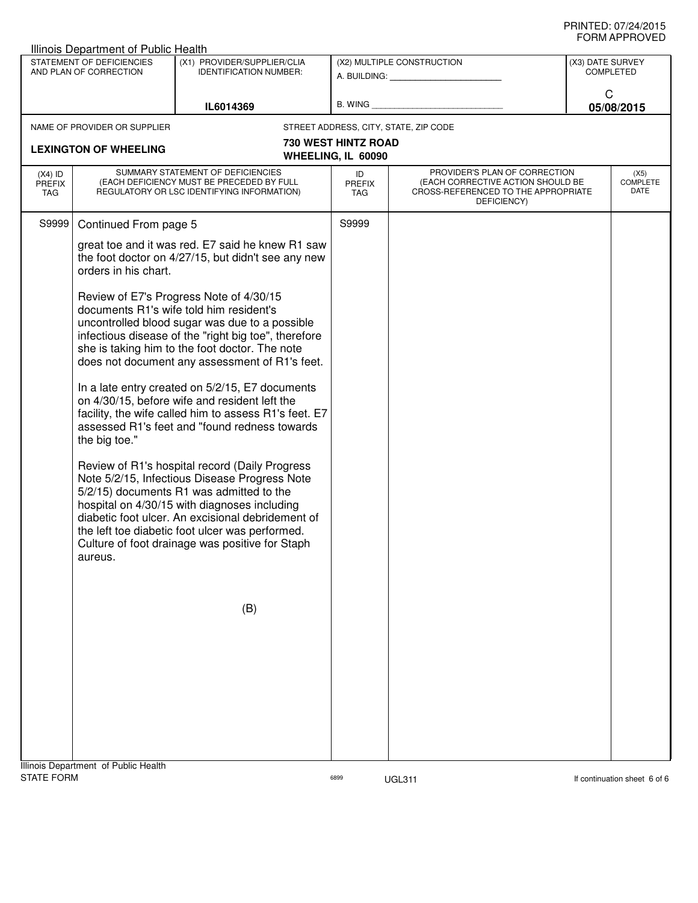Illinois Department of Public Health

| STATEMENT OF DEFICIENCIES AND PLAN OF CORRECTION | (X1) PROVIDER/SUPPLIER/CLIA IDENTIFICATION NUMBER: | (X2) MULTIPLE CONSTRUCTION | (X3) DATE SURVEY COMPLETED |
|---|---|---|---|
| | IL6014369 | A. BUILDING: ________ B. WING ________ | C 05/08/2015 |

NAME OF PROVIDER OR SUPPLIER: **LEXINGTON OF WHEELING**

STREET ADDRESS, CITY, STATE, ZIP CODE: **730 WEST HINTZ ROAD WHEELING, IL 60090**

| (X4) ID PREFIX TAG | SUMMARY STATEMENT OF DEFICIENCIES (EACH DEFICIENCY MUST BE PRECEDED BY FULL REGULATORY OR LSC IDENTIFYING INFORMATION) | ID PREFIX TAG | PROVIDER'S PLAN OF CORRECTION (EACH CORRECTIVE ACTION SHOULD BE CROSS-REFERENCED TO THE APPROPRIATE DEFICIENCY) | (X5) COMPLETE DATE |
|---|---|---|---|---|
| S9999 | Continued From page 5 | S9999 | | |

great toe and it was red. E7 said he knew R1 saw the foot doctor on 4/27/15, but didn't see any new orders in his chart.

Review of E7's Progress Note of 4/30/15 documents R1's wife told him resident's uncontrolled blood sugar was due to a possible infectious disease of the "right big toe", therefore she is taking him to the foot doctor. The note does not document any assessment of R1's feet.

In a late entry created on 5/2/15, E7 documents on 4/30/15, before wife and resident left the facility, the wife called him to assess R1's feet. E7 assessed R1's feet and "found redness towards the big toe."

Review of R1's hospital record (Daily Progress Note 5/2/15, Infectious Disease Progress Note 5/2/15) documents R1 was admitted to the hospital on 4/30/15 with diagnoses including diabetic foot ulcer. An excisional debridement of the left toe diabetic foot ulcer was performed. Culture of foot drainage was positive for Staph aureus.

(B)

Illinois Department of Public Health
STATE FORM 6899 UGL311 If continuation sheet 6 of 6